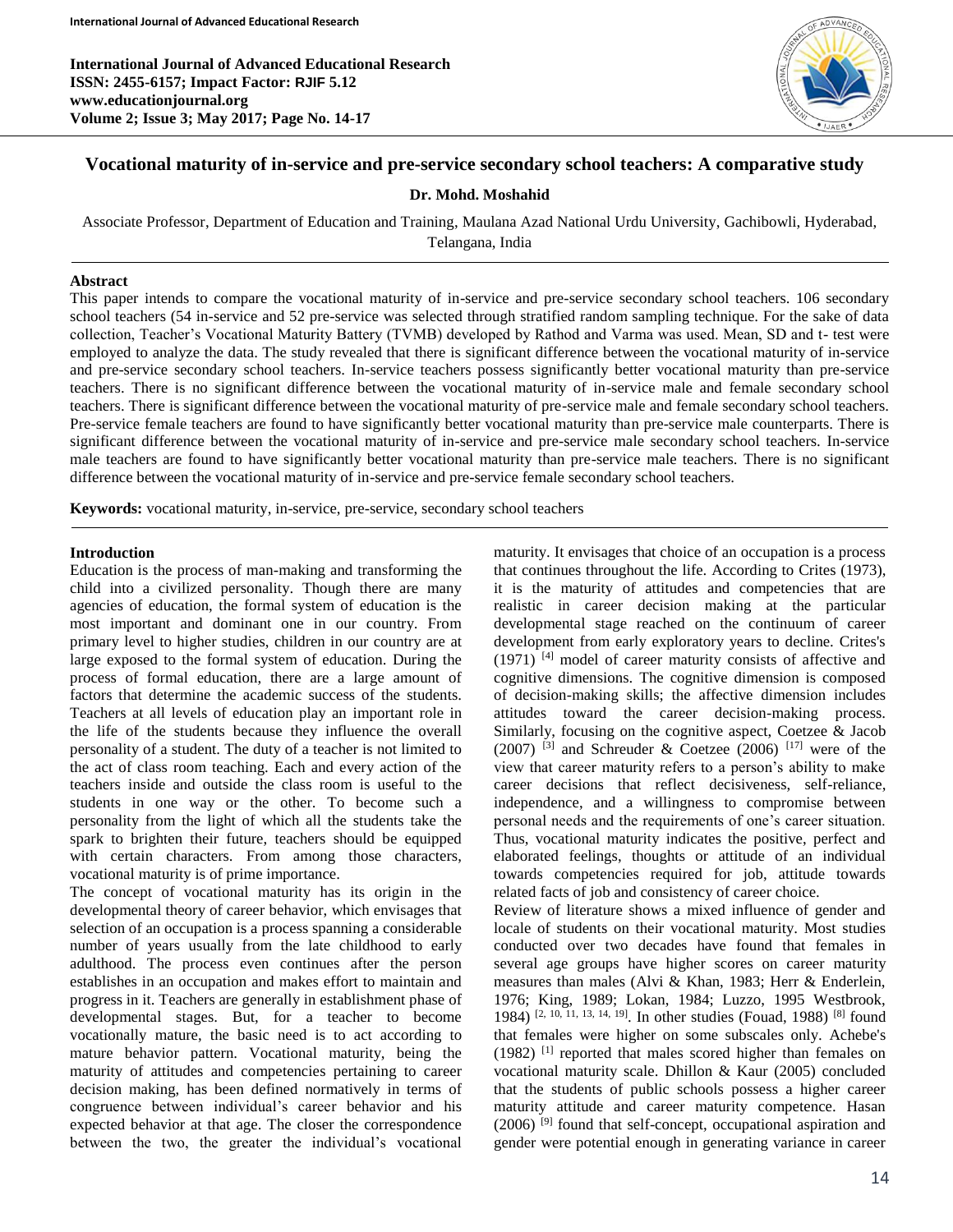# Vocational maturity of in-service and pre-service secondary school teachers: A comparative study

**Dr. Mohd. Moshahid**

Associate Professor, Department of Education and Training, Maulana Azad National Urdu University, Gachibowli, Hyderabad, Telangana, India

## Abstract

This paper intends to compare the vocational maturity of in-service and pre-service secondary school teachers. 106 secondary school teachers (54 in-service and 52 pre-service was selected through stratified random sampling technique. For the sake of data collection, Teacher's Vocational Maturity Battery (TVMB) developed by Rathod and Varma was used. Mean, SD and t- test were employed to analyze the data. The study revealed that there is significant difference between the vocational maturity of in-service and pre-service secondary school teachers. In-service teachers possess significantly better vocational maturity than pre-service teachers. There is no significant difference between the vocational maturity of in-service male and female secondary school teachers. There is significant difference between the vocational maturity of pre-service male and female secondary school teachers. Pre-service female teachers are found to have significantly better vocational maturity than pre-service male counterparts. There is significant difference between the vocational maturity of in-service and pre-service male secondary school teachers. In-service male teachers are found to have significantly better vocational maturity than pre-service male teachers. There is no significant difference between the vocational maturity of in-service and pre-service female secondary school teachers.

**Keywords:** vocational maturity, in-service, pre-service, secondary school teachers

## Introduction

Education is the process of man-making and transforming the child into a civilized personality. Though there are many agencies of education, the formal system of education is the most important and dominant one in our country. From primary level to higher studies, children in our country are at large exposed to the formal system of education. During the process of formal education, there are a large amount of factors that determine the academic success of the students. Teachers at all levels of education play an important role in the life of the students because they influence the overall personality of a student. The duty of a teacher is not limited to the act of class room teaching. Each and every action of the teachers inside and outside the class room is useful to the students in one way or the other. To become such a personality from the light of which all the students take the spark to brighten their future, teachers should be equipped with certain characters. From among those characters, vocational maturity is of prime importance.

The concept of vocational maturity has its origin in the developmental theory of career behavior, which envisages that selection of an occupation is a process spanning a considerable number of years usually from the late childhood to early adulthood. The process even continues after the person establishes in an occupation and makes effort to maintain and progress in it. Teachers are generally in establishment phase of developmental stages. But, for a teacher to become vocationally mature, the basic need is to act according to mature behavior pattern. Vocational maturity, being the maturity of attitudes and competencies pertaining to career decision making, has been defined normatively in terms of congruence between individual's career behavior and his expected behavior at that age. The closer the correspondence between the two, the greater the individual's vocational maturity. It envisages that choice of an occupation is a process that continues throughout the life. According to Crites (1973), it is the maturity of attitudes and competencies that are realistic in career decision making at the particular developmental stage reached on the continuum of career development from early exploratory years to decline. Crites's (1971) [4] model of career maturity consists of affective and cognitive dimensions. The cognitive dimension is composed of decision-making skills; the affective dimension includes attitudes toward the career decision-making process. Similarly, focusing on the cognitive aspect, Coetzee & Jacob (2007) [3] and Schreuder & Coetzee (2006) [17] were of the view that career maturity refers to a person's ability to make career decisions that reflect decisiveness, self-reliance, independence, and a willingness to compromise between personal needs and the requirements of one's career situation. Thus, vocational maturity indicates the positive, perfect and elaborated feelings, thoughts or attitude of an individual towards competencies required for job, attitude towards related facts of job and consistency of career choice.

Review of literature shows a mixed influence of gender and locale of students on their vocational maturity. Most studies conducted over two decades have found that females in several age groups have higher scores on career maturity measures than males (Alvi & Khan, 1983; Herr & Enderlein, 1976; King, 1989; Lokan, 1984; Luzzo, 1995 Westbrook, 1984) [2, 10, 11, 13, 14, 19]. In other studies (Fouad, 1988) [8] found that females were higher on some subscales only. Achebe's (1982) [1] reported that males scored higher than females on vocational maturity scale. Dhillon & Kaur (2005) concluded that the students of public schools possess a higher career maturity attitude and career maturity competence. Hasan (2006) [9] found that self-concept, occupational aspiration and gender were potential enough in generating variance in career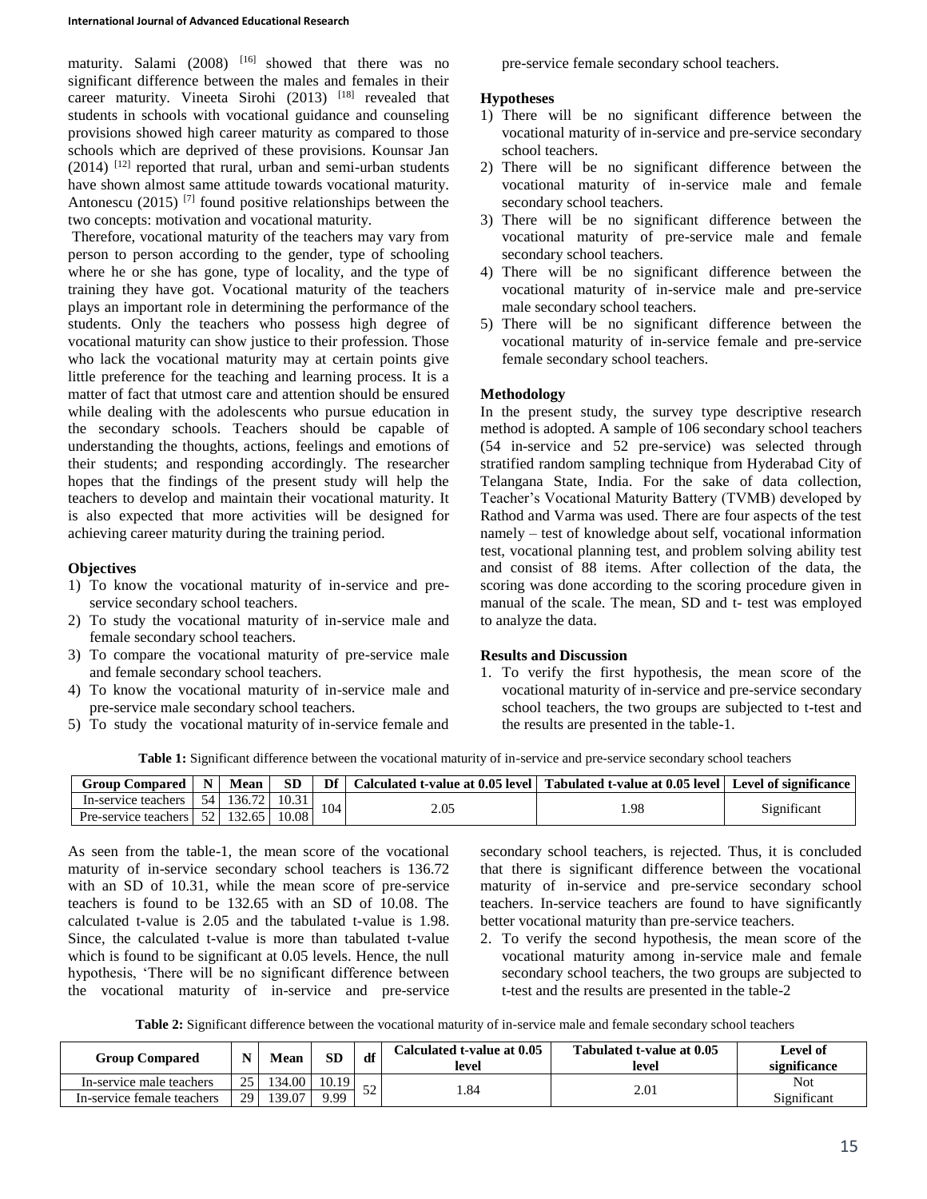maturity. Salami (2008) [16] showed that there was no significant difference between the males and females in their career maturity. Vineeta Sirohi (2013) [18] revealed that students in schools with vocational guidance and counseling provisions showed high career maturity as compared to those schools which are deprived of these provisions. Kounsar Jan (2014) [12] reported that rural, urban and semi-urban students have shown almost same attitude towards vocational maturity. Antonescu (2015) [7] found positive relationships between the two concepts: motivation and vocational maturity.

Therefore, vocational maturity of the teachers may vary from person to person according to the gender, type of schooling where he or she has gone, type of locality, and the type of training they have got. Vocational maturity of the teachers plays an important role in determining the performance of the students. Only the teachers who possess high degree of vocational maturity can show justice to their profession. Those who lack the vocational maturity may at certain points give little preference for the teaching and learning process. It is a matter of fact that utmost care and attention should be ensured while dealing with the adolescents who pursue education in the secondary schools. Teachers should be capable of understanding the thoughts, actions, feelings and emotions of their students; and responding accordingly. The researcher hopes that the findings of the present study will help the teachers to develop and maintain their vocational maturity. It is also expected that more activities will be designed for achieving career maturity during the training period.

### Objectives

1) To know the vocational maturity of in-service and pre-service secondary school teachers.
2) To study the vocational maturity of in-service male and female secondary school teachers.
3) To compare the vocational maturity of pre-service male and female secondary school teachers.
4) To know the vocational maturity of in-service male and pre-service male secondary school teachers.
5) To study the vocational maturity of in-service female and pre-service female secondary school teachers.

### Hypotheses

1) There will be no significant difference between the vocational maturity of in-service and pre-service secondary school teachers.
2) There will be no significant difference between the vocational maturity of in-service male and female secondary school teachers.
3) There will be no significant difference between the vocational maturity of pre-service male and female secondary school teachers.
4) There will be no significant difference between the vocational maturity of in-service male and pre-service male secondary school teachers.
5) There will be no significant difference between the vocational maturity of in-service female and pre-service female secondary school teachers.

### Methodology

In the present study, the survey type descriptive research method is adopted. A sample of 106 secondary school teachers (54 in-service and 52 pre-service) was selected through stratified random sampling technique from Hyderabad City of Telangana State, India. For the sake of data collection, Teacher's Vocational Maturity Battery (TVMB) developed by Rathod and Varma was used. There are four aspects of the test namely – test of knowledge about self, vocational information test, vocational planning test, and problem solving ability test and consist of 88 items. After collection of the data, the scoring was done according to the scoring procedure given in manual of the scale. The mean, SD and t- test was employed to analyze the data.

### Results and Discussion

1. To verify the first hypothesis, the mean score of the vocational maturity of in-service and pre-service secondary school teachers, the two groups are subjected to t-test and the results are presented in the table-1.

**Table 1:** Significant difference between the vocational maturity of in-service and pre-service secondary school teachers

| Group Compared | N | Mean | SD | Df | Calculated t-value at 0.05 level | Tabulated t-value at 0.05 level | Level of significance |
|---|---|---|---|---|---|---|---|
| In-service teachers | 54 | 136.72 | 10.31 | 104 | 2.05 | 1.98 | Significant |
| Pre-service teachers | 52 | 132.65 | 10.08 | | | | |

As seen from the table-1, the mean score of the vocational maturity of in-service secondary school teachers is 136.72 with an SD of 10.31, while the mean score of pre-service teachers is found to be 132.65 with an SD of 10.08. The calculated t-value is 2.05 and the tabulated t-value is 1.98. Since, the calculated t-value is more than tabulated t-value which is found to be significant at 0.05 levels. Hence, the null hypothesis, 'There will be no significant difference between the vocational maturity of in-service and pre-service secondary school teachers, is rejected. Thus, it is concluded that there is significant difference between the vocational maturity of in-service and pre-service secondary school teachers. In-service teachers are found to have significantly better vocational maturity than pre-service teachers.

2. To verify the second hypothesis, the mean score of the vocational maturity among in-service male and female secondary school teachers, the two groups are subjected to t-test and the results are presented in the table-2

**Table 2:** Significant difference between the vocational maturity of in-service male and female secondary school teachers

| Group Compared | N | Mean | SD | df | Calculated t-value at 0.05 level | Tabulated t-value at 0.05 level | Level of significance |
|---|---|---|---|---|---|---|---|
| In-service male teachers | 25 | 134.00 | 10.19 | 52 | 1.84 | 2.01 | Not Significant |
| In-service female teachers | 29 | 139.07 | 9.99 | | | | |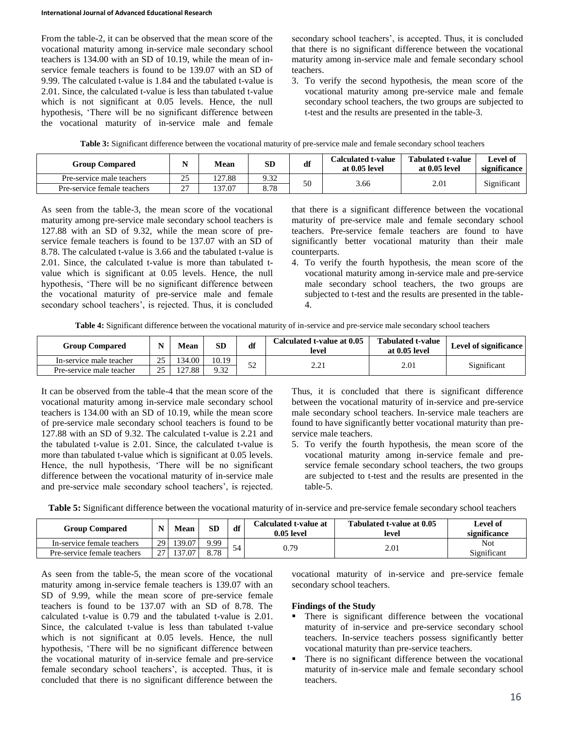From the table-2, it can be observed that the mean score of the vocational maturity among in-service male secondary school teachers is 134.00 with an SD of 10.19, while the mean of in-service female teachers is found to be 139.07 with an SD of 9.99. The calculated t-value is 1.84 and the tabulated t-value is 2.01. Since, the calculated t-value is less than tabulated t-value which is not significant at 0.05 levels. Hence, the null hypothesis, 'There will be no significant difference between the vocational maturity of in-service male and female secondary school teachers', is accepted. Thus, it is concluded that there is no significant difference between the vocational maturity among in-service male and female secondary school teachers.

3. To verify the second hypothesis, the mean score of the vocational maturity among pre-service male and female secondary school teachers, the two groups are subjected to t-test and the results are presented in the table-3.

**Table 3:** Significant difference between the vocational maturity of pre-service male and female secondary school teachers

| Group Compared | N | Mean | SD | df | Calculated t-value at 0.05 level | Tabulated t-value at 0.05 level | Level of significance |
|---|---|---|---|---|---|---|---|
| Pre-service male teachers | 25 | 127.88 | 9.32 | 50 | 3.66 | 2.01 | Significant |
| Pre-service female teachers | 27 | 137.07 | 8.78 | | | | |

As seen from the table-3, the mean score of the vocational maturity among pre-service male secondary school teachers is 127.88 with an SD of 9.32, while the mean score of pre-service female teachers is found to be 137.07 with an SD of 8.78. The calculated t-value is 3.66 and the tabulated t-value is 2.01. Since, the calculated t-value is more than tabulated t-value which is significant at 0.05 levels. Hence, the null hypothesis, 'There will be no significant difference between the vocational maturity of pre-service male and female secondary school teachers', is rejected. Thus, it is concluded that there is a significant difference between the vocational maturity of pre-service male and female secondary school teachers. Pre-service female teachers are found to have significantly better vocational maturity than their male counterparts.

4. To verify the fourth hypothesis, the mean score of the vocational maturity among in-service male and pre-service male secondary school teachers, the two groups are subjected to t-test and the results are presented in the table-4.

**Table 4:** Significant difference between the vocational maturity of in-service and pre-service male secondary school teachers

| Group Compared | N | Mean | SD | df | Calculated t-value at 0.05 level | Tabulated t-value at 0.05 level | Level of significance |
|---|---|---|---|---|---|---|---|
| In-service male teacher | 25 | 134.00 | 10.19 | 52 | 2.21 | 2.01 | Significant |
| Pre-service male teacher | 25 | 127.88 | 9.32 | | | | |

It can be observed from the table-4 that the mean score of the vocational maturity among in-service male secondary school teachers is 134.00 with an SD of 10.19, while the mean score of pre-service male secondary school teachers is found to be 127.88 with an SD of 9.32. The calculated t-value is 2.21 and the tabulated t-value is 2.01. Since, the calculated t-value is more than tabulated t-value which is significant at 0.05 levels. Hence, the null hypothesis, 'There will be no significant difference between the vocational maturity of in-service male and pre-service male secondary school teachers', is rejected. Thus, it is concluded that there is significant difference between the vocational maturity of in-service and pre-service male secondary school teachers. In-service male teachers are found to have significantly better vocational maturity than pre-service male teachers.

5. To verify the fourth hypothesis, the mean score of the vocational maturity among in-service female and pre-service female secondary school teachers, the two groups are subjected to t-test and the results are presented in the table-5.

**Table 5:** Significant difference between the vocational maturity of in-service and pre-service female secondary school teachers

| Group Compared | N | Mean | SD | df | Calculated t-value at 0.05 level | Tabulated t-value at 0.05 level | Level of significance |
|---|---|---|---|---|---|---|---|
| In-service female teachers | 29 | 139.07 | 9.99 | 54 | 0.79 | 2.01 | Not Significant |
| Pre-service female teachers | 27 | 137.07 | 8.78 | | | | |

As seen from the table-5, the mean score of the vocational maturity among in-service female teachers is 139.07 with an SD of 9.99, while the mean score of pre-service female teachers is found to be 137.07 with an SD of 8.78. The calculated t-value is 0.79 and the tabulated t-value is 2.01. Since, the calculated t-value is less than tabulated t-value which is not significant at 0.05 levels. Hence, the null hypothesis, 'There will be no significant difference between the vocational maturity of in-service female and pre-service female secondary school teachers', is accepted. Thus, it is concluded that there is no significant difference between the vocational maturity of in-service and pre-service female secondary school teachers.

**Findings of the Study**

- There is significant difference between the vocational maturity of in-service and pre-service secondary school teachers. In-service teachers possess significantly better vocational maturity than pre-service teachers.
- There is no significant difference between the vocational maturity of in-service male and female secondary school teachers.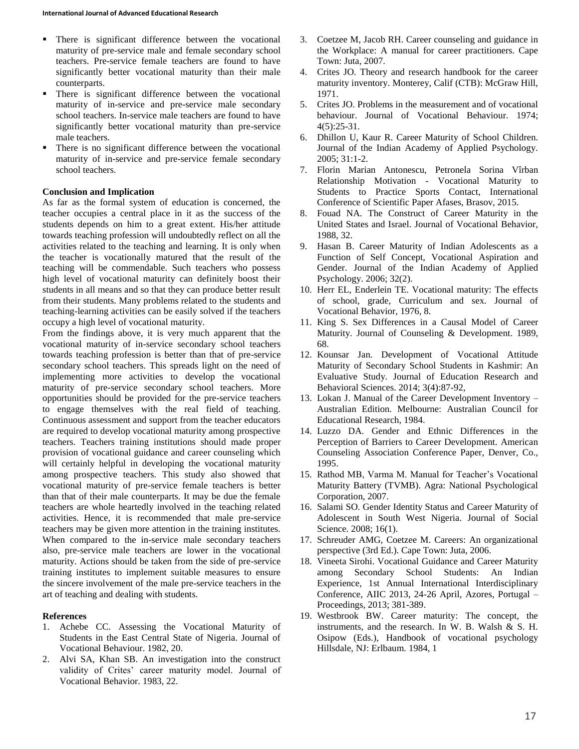- There is significant difference between the vocational maturity of pre-service male and female secondary school teachers. Pre-service female teachers are found to have significantly better vocational maturity than their male counterparts.
- There is significant difference between the vocational maturity of in-service and pre-service male secondary school teachers. In-service male teachers are found to have significantly better vocational maturity than pre-service male teachers.
- There is no significant difference between the vocational maturity of in-service and pre-service female secondary school teachers.

## Conclusion and Implication

As far as the formal system of education is concerned, the teacher occupies a central place in it as the success of the students depends on him to a great extent. His/her attitude towards teaching profession will undoubtedly reflect on all the activities related to the teaching and learning. It is only when the teacher is vocationally matured that the result of the teaching will be commendable. Such teachers who possess high level of vocational maturity can definitely boost their students in all means and so that they can produce better result from their students. Many problems related to the students and teaching-learning activities can be easily solved if the teachers occupy a high level of vocational maturity.

From the findings above, it is very much apparent that the vocational maturity of in-service secondary school teachers towards teaching profession is better than that of pre-service secondary school teachers. This spreads light on the need of implementing more activities to develop the vocational maturity of pre-service secondary school teachers. More opportunities should be provided for the pre-service teachers to engage themselves with the real field of teaching. Continuous assessment and support from the teacher educators are required to develop vocational maturity among prospective teachers. Teachers training institutions should made proper provision of vocational guidance and career counseling which will certainly helpful in developing the vocational maturity among prospective teachers. This study also showed that vocational maturity of pre-service female teachers is better than that of their male counterparts. It may be due the female teachers are whole heartedly involved in the teaching related activities. Hence, it is recommended that male pre-service teachers may be given more attention in the training institutes. When compared to the in-service male secondary teachers also, pre-service male teachers are lower in the vocational maturity. Actions should be taken from the side of pre-service training institutes to implement suitable measures to ensure the sincere involvement of the male pre-service teachers in the art of teaching and dealing with students.

## References

1. Achebe CC. Assessing the Vocational Maturity of Students in the East Central State of Nigeria. Journal of Vocational Behaviour. 1982, 20.
2. Alvi SA, Khan SB. An investigation into the construct validity of Crites' career maturity model. Journal of Vocational Behavior. 1983, 22.
3. Coetzee M, Jacob RH. Career counseling and guidance in the Workplace: A manual for career practitioners. Cape Town: Juta, 2007.
4. Crites JO. Theory and research handbook for the career maturity inventory. Monterey, Calif (CTB): McGraw Hill, 1971.
5. Crites JO. Problems in the measurement and of vocational behaviour. Journal of Vocational Behaviour. 1974; 4(5):25-31.
6. Dhillon U, Kaur R. Career Maturity of School Children. Journal of the Indian Academy of Applied Psychology. 2005; 31:1-2.
7. Florin Marian Antonescu, Petronela Sorina Vîrban Relationship Motivation - Vocational Maturity to Students to Practice Sports Contact, International Conference of Scientific Paper Afases, Brasov, 2015.
8. Fouad NA. The Construct of Career Maturity in the United States and Israel. Journal of Vocational Behavior, 1988, 32.
9. Hasan B. Career Maturity of Indian Adolescents as a Function of Self Concept, Vocational Aspiration and Gender. Journal of the Indian Academy of Applied Psychology. 2006; 32(2).
10. Herr EL, Enderlein TE. Vocational maturity: The effects of school, grade, Curriculum and sex. Journal of Vocational Behavior, 1976, 8.
11. King S. Sex Differences in a Causal Model of Career Maturity. Journal of Counseling & Development. 1989, 68.
12. Kounsar Jan. Development of Vocational Attitude Maturity of Secondary School Students in Kashmir: An Evaluative Study. Journal of Education Research and Behavioral Sciences. 2014; 3(4):87-92,
13. Lokan J. Manual of the Career Development Inventory – Australian Edition. Melbourne: Australian Council for Educational Research, 1984.
14. Luzzo DA. Gender and Ethnic Differences in the Perception of Barriers to Career Development. American Counseling Association Conference Paper, Denver, Co., 1995.
15. Rathod MB, Varma M. Manual for Teacher's Vocational Maturity Battery (TVMB). Agra: National Psychological Corporation, 2007.
16. Salami SO. Gender Identity Status and Career Maturity of Adolescent in South West Nigeria. Journal of Social Science. 2008; 16(1).
17. Schreuder AMG, Coetzee M. Careers: An organizational perspective (3rd Ed.). Cape Town: Juta, 2006.
18. Vineeta Sirohi. Vocational Guidance and Career Maturity among Secondary School Students: An Indian Experience, 1st Annual International Interdisciplinary Conference, AIIC 2013, 24-26 April, Azores, Portugal – Proceedings, 2013; 381-389.
19. Westbrook BW. Career maturity: The concept, the instruments, and the research. In W. B. Walsh & S. H. Osipow (Eds.), Handbook of vocational psychology Hillsdale, NJ: Erlbaum. 1984, 1